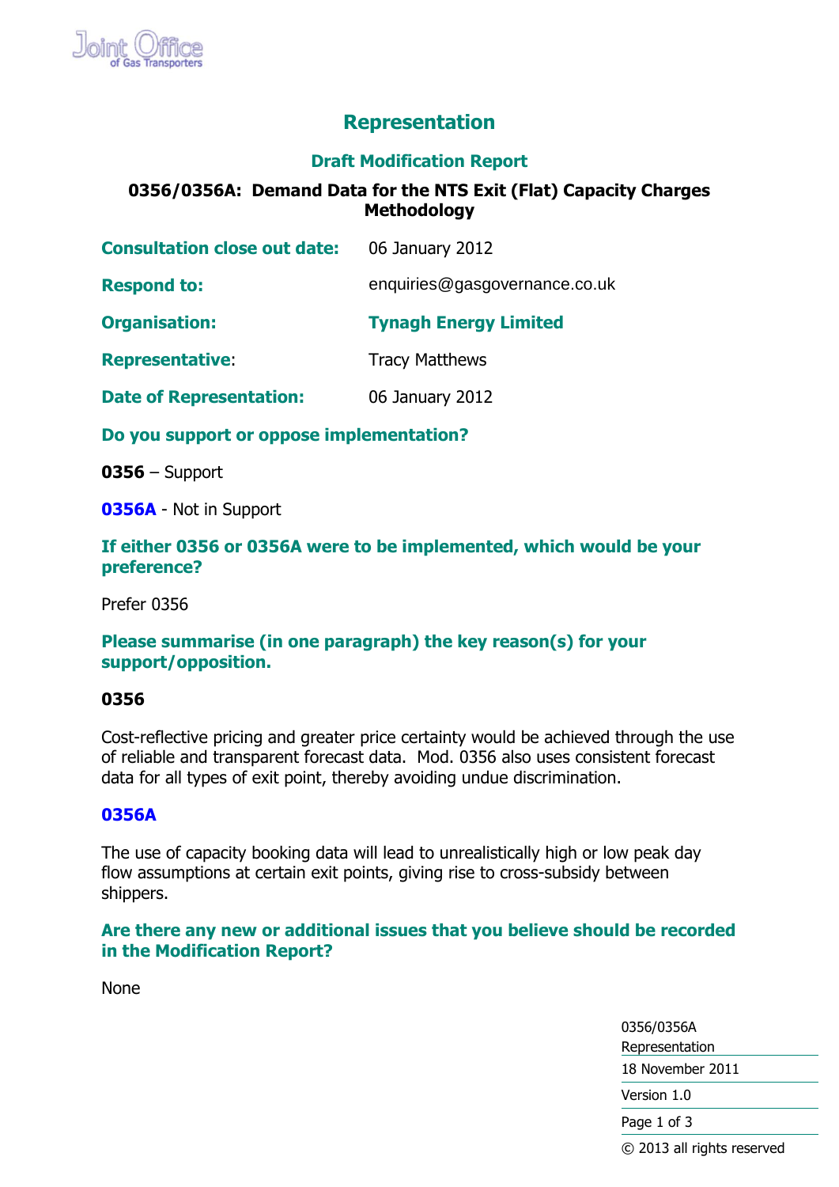# Representation

## Draft Modification Report

### 0356/0356A: Demand Data for the NTS Exit (Flat) Capacity Charges Methodology

| | |
|---|---|
| **Consultation close out date:** | 06 January 2012 |
| **Respond to:** | enquiries@gasgovernance.co.uk |
| **Organisation:** | **Tynagh Energy Limited** |
| **Representative:** | Tracy Matthews |
| **Date of Representation:** | 06 January 2012 |

**Do you support or oppose implementation?**

**0356** – Support

**0356A** - Not in Support

**If either 0356 or 0356A were to be implemented, which would be your preference?**

Prefer 0356

**Please summarise (in one paragraph) the key reason(s) for your support/opposition.**

**0356**

Cost-reflective pricing and greater price certainty would be achieved through the use of reliable and transparent forecast data. Mod. 0356 also uses consistent forecast data for all types of exit point, thereby avoiding undue discrimination.

**0356A**

The use of capacity booking data will lead to unrealistically high or low peak day flow assumptions at certain exit points, giving rise to cross-subsidy between shippers.

**Are there any new or additional issues that you believe should be recorded in the Modification Report?**

None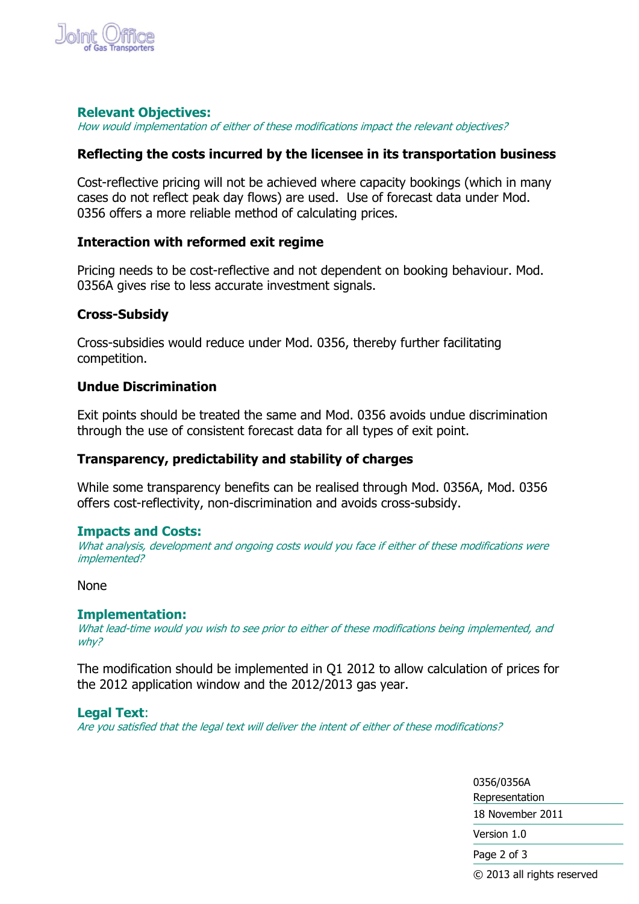## Relevant Objectives:

*How would implementation of either of these modifications impact the relevant objectives?*

**Reflecting the costs incurred by the licensee in its transportation business**

Cost-reflective pricing will not be achieved where capacity bookings (which in many cases do not reflect peak day flows) are used. Use of forecast data under Mod. 0356 offers a more reliable method of calculating prices.

**Interaction with reformed exit regime**

Pricing needs to be cost-reflective and not dependent on booking behaviour. Mod. 0356A gives rise to less accurate investment signals.

**Cross-Subsidy**

Cross-subsidies would reduce under Mod. 0356, thereby further facilitating competition.

**Undue Discrimination**

Exit points should be treated the same and Mod. 0356 avoids undue discrimination through the use of consistent forecast data for all types of exit point.

**Transparency, predictability and stability of charges**

While some transparency benefits can be realised through Mod. 0356A, Mod. 0356 offers cost-reflectivity, non-discrimination and avoids cross-subsidy.

## Impacts and Costs:

*What analysis, development and ongoing costs would you face if either of these modifications were implemented?*

None

## Implementation:

*What lead-time would you wish to see prior to either of these modifications being implemented, and why?*

The modification should be implemented in Q1 2012 to allow calculation of prices for the 2012 application window and the 2012/2013 gas year.

## Legal Text:

*Are you satisfied that the legal text will deliver the intent of either of these modifications?*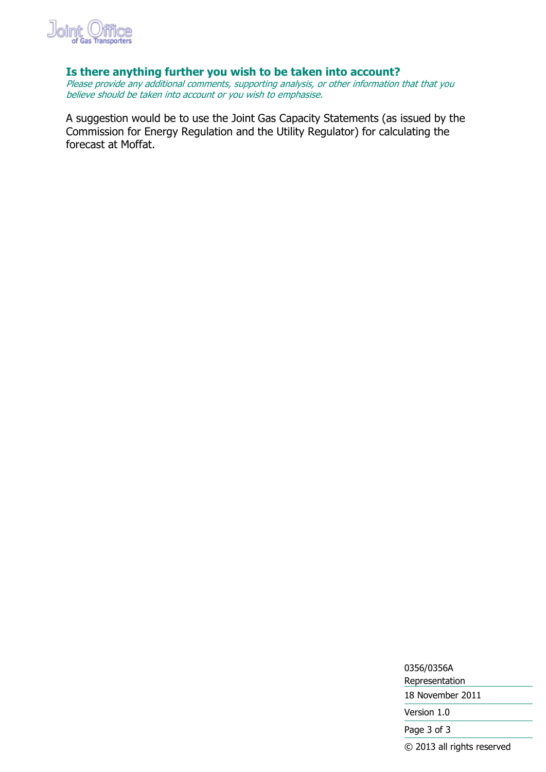### Is there anything further you wish to be taken into account?

*Please provide any additional comments, supporting analysis, or other information that that you believe should be taken into account or you wish to emphasise.*

A suggestion would be to use the Joint Gas Capacity Statements (as issued by the Commission for Energy Regulation and the Utility Regulator) for calculating the forecast at Moffat.